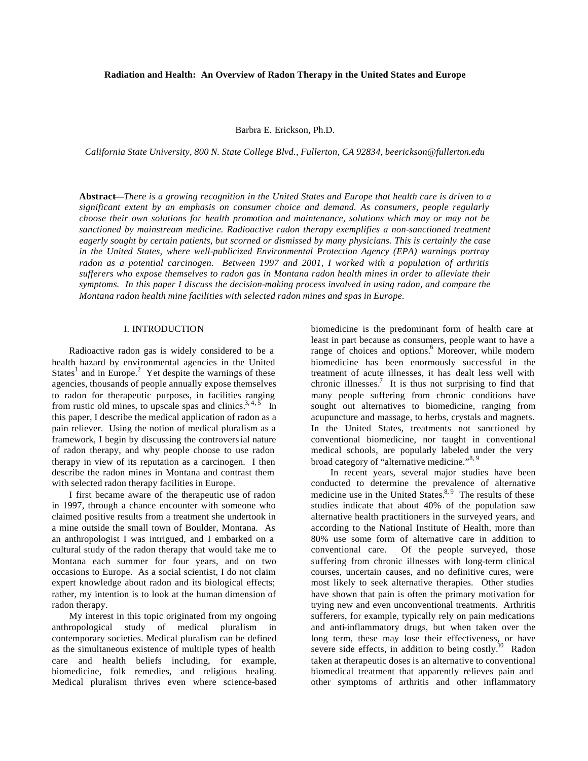# Radiation and Health: An Overview of Radon Therapy in the United States and Europe

Barbra E. Erickson, Ph.D.

*California State University, 800 N. State College Blvd., Fullerton, CA 92834, beerickson@fullerton.edu*

**Abstract—***There is a growing recognition in the United States and Europe that health care is driven to a significant extent by an emphasis on consumer choice and demand. As consumers, people regularly choose their own solutions for health promotion and maintenance, solutions which may or may not be sanctioned by mainstream medicine. Radioactive radon therapy exemplifies a non-sanctioned treatment eagerly sought by certain patients, but scorned or dismissed by many physicians. This is certainly the case in the United States, where well-publicized Environmental Protection Agency (EPA) warnings portray radon as a potential carcinogen. Between 1997 and 2001, I worked with a population of arthritis sufferers who expose themselves to radon gas in Montana radon health mines in order to alleviate their symptoms. In this paper I discuss the decision-making process involved in using radon, and compare the Montana radon health mine facilities with selected radon mines and spas in Europe.*

## I. INTRODUCTION

Radioactive radon gas is widely considered to be a health hazard by environmental agencies in the United States[1] and in Europe.[2] Yet despite the warnings of these agencies, thousands of people annually expose themselves to radon for therapeutic purposes, in facilities ranging from rustic old mines, to upscale spas and clinics.[3, 4, 5] In this paper, I describe the medical application of radon as a pain reliever. Using the notion of medical pluralism as a framework, I begin by discussing the controversial nature of radon therapy, and why people choose to use radon therapy in view of its reputation as a carcinogen. I then describe the radon mines in Montana and contrast them with selected radon therapy facilities in Europe.

I first became aware of the therapeutic use of radon in 1997, through a chance encounter with someone who claimed positive results from a treatment she undertook in a mine outside the small town of Boulder, Montana. As an anthropologist I was intrigued, and I embarked on a cultural study of the radon therapy that would take me to Montana each summer for four years, and on two occasions to Europe. As a social scientist, I do not claim expert knowledge about radon and its biological effects; rather, my intention is to look at the human dimension of radon therapy.

My interest in this topic originated from my ongoing anthropological study of medical pluralism in contemporary societies. Medical pluralism can be defined as the simultaneous existence of multiple types of health care and health beliefs including, for example, biomedicine, folk remedies, and religious healing. Medical pluralism thrives even where science-based biomedicine is the predominant form of health care at least in part because as consumers, people want to have a range of choices and options.[6] Moreover, while modern biomedicine has been enormously successful in the treatment of acute illnesses, it has dealt less well with chronic illnesses.[7] It is thus not surprising to find that many people suffering from chronic conditions have sought out alternatives to biomedicine, ranging from acupuncture and massage, to herbs, crystals and magnets. In the United States, treatments not sanctioned by conventional biomedicine, nor taught in conventional medical schools, are popularly labeled under the very broad category of "alternative medicine."[8, 9]

In recent years, several major studies have been conducted to determine the prevalence of alternative medicine use in the United States.[8, 9] The results of these studies indicate that about 40% of the population saw alternative health practitioners in the surveyed years, and according to the National Institute of Health, more than 80% use some form of alternative care in addition to conventional care. Of the people surveyed, those suffering from chronic illnesses with long-term clinical courses, uncertain causes, and no definitive cures, were most likely to seek alternative therapies. Other studies have shown that pain is often the primary motivation for trying new and even unconventional treatments. Arthritis sufferers, for example, typically rely on pain medications and anti-inflammatory drugs, but when taken over the long term, these may lose their effectiveness, or have severe side effects, in addition to being costly.[10] Radon taken at therapeutic doses is an alternative to conventional biomedical treatment that apparently relieves pain and other symptoms of arthritis and other inflammatory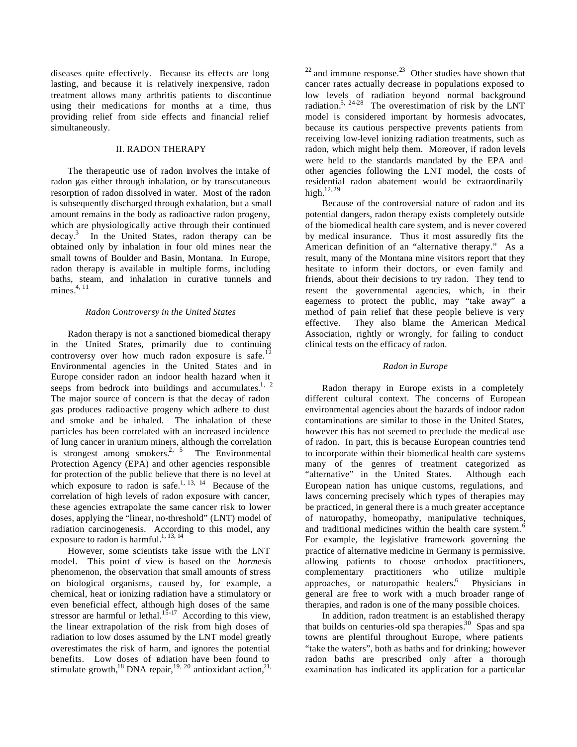diseases quite effectively. Because its effects are long lasting, and because it is relatively inexpensive, radon treatment allows many arthritis patients to discontinue using their medications for months at a time, thus providing relief from side effects and financial relief simultaneously.

## II. RADON THERAPY

The therapeutic use of radon involves the intake of radon gas either through inhalation, or by transcutaneous resorption of radon dissolved in water. Most of the radon is subsequently discharged through exhalation, but a small amount remains in the body as radioactive radon progeny, which are physiologically active through their continued decay.[3] In the United States, radon therapy can be obtained only by inhalation in four old mines near the small towns of Boulder and Basin, Montana. In Europe, radon therapy is available in multiple forms, including baths, steam, and inhalation in curative tunnels and mines.[4, 11]

### *Radon Controversy in the United States*

Radon therapy is not a sanctioned biomedical therapy in the United States, primarily due to continuing controversy over how much radon exposure is safe.[12] Environmental agencies in the United States and in Europe consider radon an indoor health hazard when it seeps from bedrock into buildings and accumulates.[1, 2] The major source of concern is that the decay of radon gas produces radioactive progeny which adhere to dust and smoke and be inhaled. The inhalation of these particles has been correlated with an increased incidence of lung cancer in uranium miners, although the correlation is strongest among smokers.[2, 5] The Environmental Protection Agency (EPA) and other agencies responsible for protection of the public believe that there is no level at which exposure to radon is safe.[1, 13, 14] Because of the correlation of high levels of radon exposure with cancer, these agencies extrapolate the same cancer risk to lower doses, applying the "linear, no-threshold" (LNT) model of radiation carcinogenesis. According to this model, any exposure to radon is harmful.[1, 13, 14]

However, some scientists take issue with the LNT model. This point of view is based on the *hormesis* phenomenon, the observation that small amounts of stress on biological organisms, caused by, for example, a chemical, heat or ionizing radiation have a stimulatory or even beneficial effect, although high doses of the same stressor are harmful or lethal.[15-17] According to this view, the linear extrapolation of the risk from high doses of radiation to low doses assumed by the LNT model greatly overestimates the risk of harm, and ignores the potential benefits. Low doses of radiation have been found to stimulate growth,[18] DNA repair,[19, 20] antioxidant action,[21, 22] and immune response.[23] Other studies have shown that cancer rates actually decrease in populations exposed to low levels of radiation beyond normal background radiation.[5, 24-28] The overestimation of risk by the LNT model is considered important by hormesis advocates, because its cautious perspective prevents patients from receiving low-level ionizing radiation treatments, such as radon, which might help them. Moreover, if radon levels were held to the standards mandated by the EPA and other agencies following the LNT model, the costs of residential radon abatement would be extraordinarily high.[12, 29]

Because of the controversial nature of radon and its potential dangers, radon therapy exists completely outside of the biomedical health care system, and is never covered by medical insurance. Thus it most assuredly fits the American definition of an "alternative therapy." As a result, many of the Montana mine visitors report that they hesitate to inform their doctors, or even family and friends, about their decisions to try radon. They tend to resent the governmental agencies, which, in their eagerness to protect the public, may "take away" a method of pain relief that these people believe is very effective. They also blame the American Medical Association, rightly or wrongly, for failing to conduct clinical tests on the efficacy of radon.

### *Radon in Europe*

Radon therapy in Europe exists in a completely different cultural context. The concerns of European environmental agencies about the hazards of indoor radon contaminations are similar to those in the United States, however this has not seemed to preclude the medical use of radon. In part, this is because European countries tend to incorporate within their biomedical health care systems many of the genres of treatment categorized as "alternative" in the United States. Although each European nation has unique customs, regulations, and laws concerning precisely which types of therapies may be practiced, in general there is a much greater acceptance of naturopathy, homeopathy, manipulative techniques, and traditional medicines within the health care system.[6] For example, the legislative framework governing the practice of alternative medicine in Germany is permissive, allowing patients to choose orthodox practitioners, complementary practitioners who utilize multiple approaches, or naturopathic healers.[6] Physicians in general are free to work with a much broader range of therapies, and radon is one of the many possible choices.

In addition, radon treatment is an established therapy that builds on centuries-old spa therapies.[30] Spas and spa towns are plentiful throughout Europe, where patients "take the waters", both as baths and for drinking; however radon baths are prescribed only after a thorough examination has indicated its application for a particular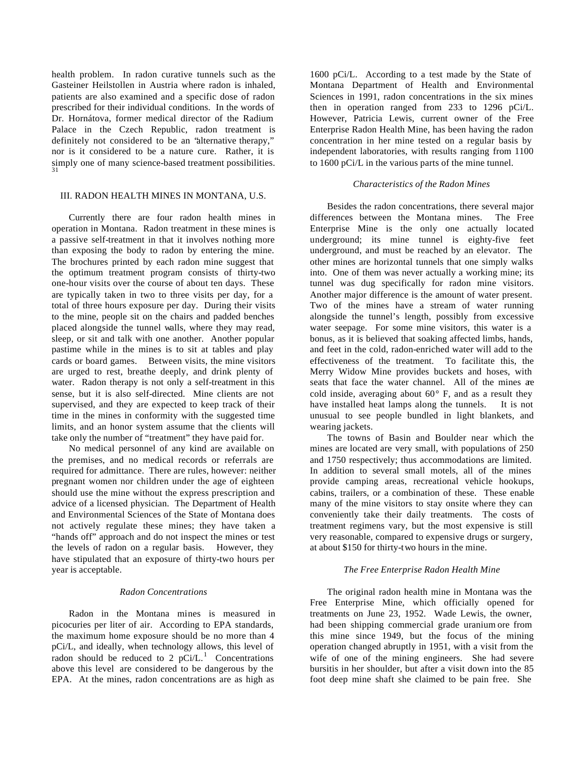health problem. In radon curative tunnels such as the Gasteiner Heilstollen in Austria where radon is inhaled, patients are also examined and a specific dose of radon prescribed for their individual conditions. In the words of Dr. Hornátova, former medical director of the Radium Palace in the Czech Republic, radon treatment is definitely not considered to be an "alternative therapy," nor is it considered to be a nature cure. Rather, it is simply one of many science-based treatment possibilities.[31]

## III. RADON HEALTH MINES IN MONTANA, U.S.

Currently there are four radon health mines in operation in Montana. Radon treatment in these mines is a passive self-treatment in that it involves nothing more than exposing the body to radon by entering the mine. The brochures printed by each radon mine suggest that the optimum treatment program consists of thirty-two one-hour visits over the course of about ten days. These are typically taken in two to three visits per day, for a total of three hours exposure per day. During their visits to the mine, people sit on the chairs and padded benches placed alongside the tunnel walls, where they may read, sleep, or sit and talk with one another. Another popular pastime while in the mines is to sit at tables and play cards or board games. Between visits, the mine visitors are urged to rest, breathe deeply, and drink plenty of water. Radon therapy is not only a self-treatment in this sense, but it is also self-directed. Mine clients are not supervised, and they are expected to keep track of their time in the mines in conformity with the suggested time limits, and an honor system assume that the clients will take only the number of "treatment" they have paid for.

No medical personnel of any kind are available on the premises, and no medical records or referrals are required for admittance. There are rules, however: neither pregnant women nor children under the age of eighteen should use the mine without the express prescription and advice of a licensed physician. The Department of Health and Environmental Sciences of the State of Montana does not actively regulate these mines; they have taken a "hands off" approach and do not inspect the mines or test the levels of radon on a regular basis. However, they have stipulated that an exposure of thirty-two hours per year is acceptable.

### *Radon Concentrations*

Radon in the Montana mines is measured in picocuries per liter of air. According to EPA standards, the maximum home exposure should be no more than 4 pCi/L, and ideally, when technology allows, this level of radon should be reduced to 2 pCi/L.[1] Concentrations above this level are considered to be dangerous by the EPA. At the mines, radon concentrations are as high as 1600 pCi/L. According to a test made by the State of Montana Department of Health and Environmental Sciences in 1991, radon concentrations in the six mines then in operation ranged from 233 to 1296 pCi/L. However, Patricia Lewis, current owner of the Free Enterprise Radon Health Mine, has been having the radon concentration in her mine tested on a regular basis by independent laboratories, with results ranging from 1100 to 1600 pCi/L in the various parts of the mine tunnel.

### *Characteristics of the Radon Mines*

Besides the radon concentrations, there several major differences between the Montana mines. The Free Enterprise Mine is the only one actually located underground; its mine tunnel is eighty-five feet underground, and must be reached by an elevator. The other mines are horizontal tunnels that one simply walks into. One of them was never actually a working mine; its tunnel was dug specifically for radon mine visitors. Another major difference is the amount of water present. Two of the mines have a stream of water running alongside the tunnel's length, possibly from excessive water seepage. For some mine visitors, this water is a bonus, as it is believed that soaking affected limbs, hands, and feet in the cold, radon-enriched water will add to the effectiveness of the treatment. To facilitate this, the Merry Widow Mine provides buckets and hoses, with seats that face the water channel. All of the mines are cold inside, averaging about 60° F, and as a result they have installed heat lamps along the tunnels. It is not unusual to see people bundled in light blankets, and wearing jackets.

The towns of Basin and Boulder near which the mines are located are very small, with populations of 250 and 1750 respectively; thus accommodations are limited. In addition to several small motels, all of the mines provide camping areas, recreational vehicle hookups, cabins, trailers, or a combination of these. These enable many of the mine visitors to stay onsite where they can conveniently take their daily treatments. The costs of treatment regimens vary, but the most expensive is still very reasonable, compared to expensive drugs or surgery, at about $150 for thirty-two hours in the mine.

### *The Free Enterprise Radon Health Mine*

The original radon health mine in Montana was the Free Enterprise Mine, which officially opened for treatments on June 23, 1952. Wade Lewis, the owner, had been shipping commercial grade uranium ore from this mine since 1949, but the focus of the mining operation changed abruptly in 1951, with a visit from the wife of one of the mining engineers. She had severe bursitis in her shoulder, but after a visit down into the 85 foot deep mine shaft she claimed to be pain free. She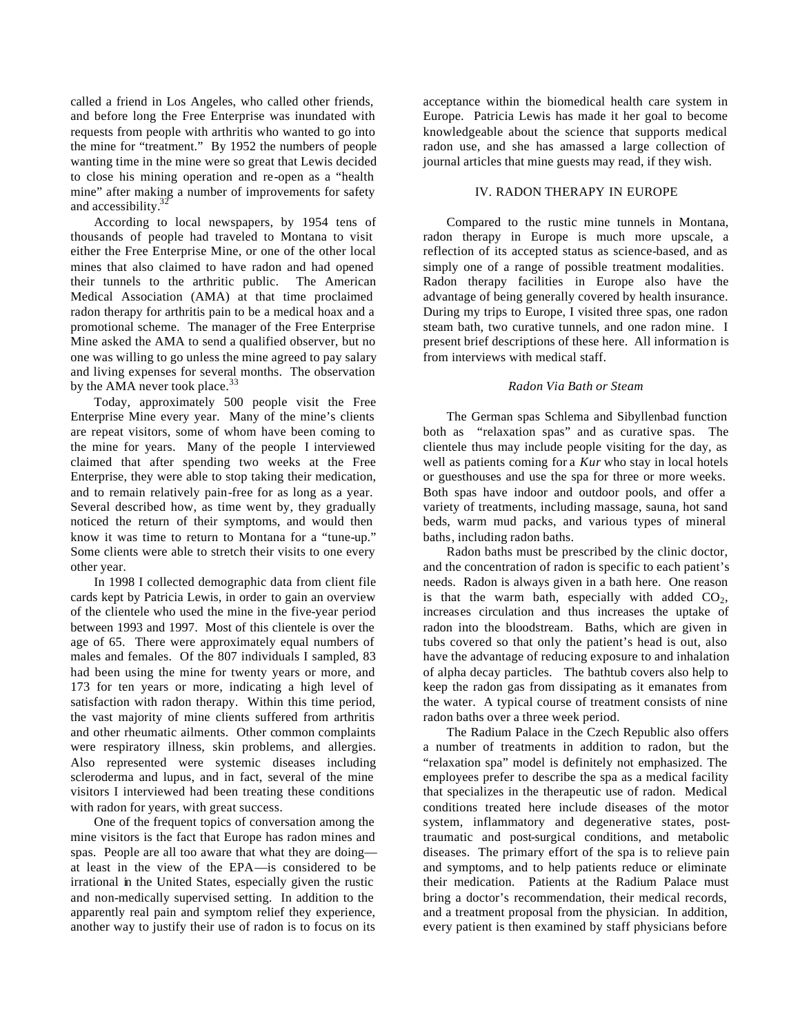called a friend in Los Angeles, who called other friends, and before long the Free Enterprise was inundated with requests from people with arthritis who wanted to go into the mine for "treatment." By 1952 the numbers of people wanting time in the mine were so great that Lewis decided to close his mining operation and re-open as a "health mine" after making a number of improvements for safety and accessibility.[32]

According to local newspapers, by 1954 tens of thousands of people had traveled to Montana to visit either the Free Enterprise Mine, or one of the other local mines that also claimed to have radon and had opened their tunnels to the arthritic public. The American Medical Association (AMA) at that time proclaimed radon therapy for arthritis pain to be a medical hoax and a promotional scheme. The manager of the Free Enterprise Mine asked the AMA to send a qualified observer, but no one was willing to go unless the mine agreed to pay salary and living expenses for several months. The observation by the AMA never took place.[33]

Today, approximately 500 people visit the Free Enterprise Mine every year. Many of the mine's clients are repeat visitors, some of whom have been coming to the mine for years. Many of the people I interviewed claimed that after spending two weeks at the Free Enterprise, they were able to stop taking their medication, and to remain relatively pain-free for as long as a year. Several described how, as time went by, they gradually noticed the return of their symptoms, and would then know it was time to return to Montana for a "tune-up." Some clients were able to stretch their visits to one every other year.

In 1998 I collected demographic data from client file cards kept by Patricia Lewis, in order to gain an overview of the clientele who used the mine in the five-year period between 1993 and 1997. Most of this clientele is over the age of 65. There were approximately equal numbers of males and females. Of the 807 individuals I sampled, 83 had been using the mine for twenty years or more, and 173 for ten years or more, indicating a high level of satisfaction with radon therapy. Within this time period, the vast majority of mine clients suffered from arthritis and other rheumatic ailments. Other common complaints were respiratory illness, skin problems, and allergies. Also represented were systemic diseases including scleroderma and lupus, and in fact, several of the mine visitors I interviewed had been treating these conditions with radon for years, with great success.

One of the frequent topics of conversation among the mine visitors is the fact that Europe has radon mines and spas. People are all too aware that what they are doing—at least in the view of the EPA—is considered to be irrational in the United States, especially given the rustic and non-medically supervised setting. In addition to the apparently real pain and symptom relief they experience, another way to justify their use of radon is to focus on its acceptance within the biomedical health care system in Europe. Patricia Lewis has made it her goal to become knowledgeable about the science that supports medical radon use, and she has amassed a large collection of journal articles that mine guests may read, if they wish.

## IV. RADON THERAPY IN EUROPE

Compared to the rustic mine tunnels in Montana, radon therapy in Europe is much more upscale, a reflection of its accepted status as science-based, and as simply one of a range of possible treatment modalities. Radon therapy facilities in Europe also have the advantage of being generally covered by health insurance. During my trips to Europe, I visited three spas, one radon steam bath, two curative tunnels, and one radon mine. I present brief descriptions of these here. All information is from interviews with medical staff.

### *Radon Via Bath or Steam*

The German spas Schlema and Sibyllenbad function both as "relaxation spas" and as curative spas. The clientele thus may include people visiting for the day, as well as patients coming for a *Kur* who stay in local hotels or guesthouses and use the spa for three or more weeks. Both spas have indoor and outdoor pools, and offer a variety of treatments, including massage, sauna, hot sand beds, warm mud packs, and various types of mineral baths, including radon baths.

Radon baths must be prescribed by the clinic doctor, and the concentration of radon is specific to each patient's needs. Radon is always given in a bath here. One reason is that the warm bath, especially with added $CO_2$, increases circulation and thus increases the uptake of radon into the bloodstream. Baths, which are given in tubs covered so that only the patient's head is out, also have the advantage of reducing exposure to and inhalation of alpha decay particles. The bathtub covers also help to keep the radon gas from dissipating as it emanates from the water. A typical course of treatment consists of nine radon baths over a three week period.

The Radium Palace in the Czech Republic also offers a number of treatments in addition to radon, but the "relaxation spa" model is definitely not emphasized. The employees prefer to describe the spa as a medical facility that specializes in the therapeutic use of radon. Medical conditions treated here include diseases of the motor system, inflammatory and degenerative states, post-traumatic and post-surgical conditions, and metabolic diseases. The primary effort of the spa is to relieve pain and symptoms, and to help patients reduce or eliminate their medication. Patients at the Radium Palace must bring a doctor's recommendation, their medical records, and a treatment proposal from the physician. In addition, every patient is then examined by staff physicians before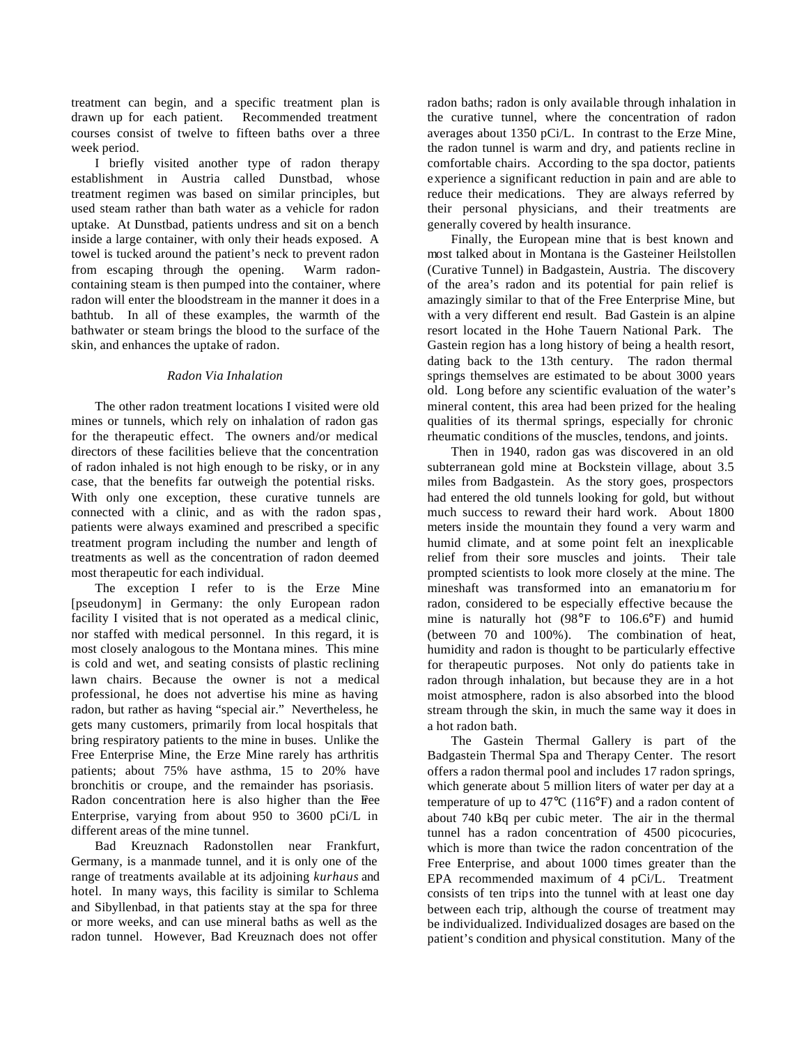treatment can begin, and a specific treatment plan is drawn up for each patient. Recommended treatment courses consist of twelve to fifteen baths over a three week period.

I briefly visited another type of radon therapy establishment in Austria called Dunstbad, whose treatment regimen was based on similar principles, but used steam rather than bath water as a vehicle for radon uptake. At Dunstbad, patients undress and sit on a bench inside a large container, with only their heads exposed. A towel is tucked around the patient's neck to prevent radon from escaping through the opening. Warm radon-containing steam is then pumped into the container, where radon will enter the bloodstream in the manner it does in a bathtub. In all of these examples, the warmth of the bathwater or steam brings the blood to the surface of the skin, and enhances the uptake of radon.

*Radon Via Inhalation*

The other radon treatment locations I visited were old mines or tunnels, which rely on inhalation of radon gas for the therapeutic effect. The owners and/or medical directors of these facilities believe that the concentration of radon inhaled is not high enough to be risky, or in any case, that the benefits far outweigh the potential risks. With only one exception, these curative tunnels are connected with a clinic, and as with the radon spas, patients were always examined and prescribed a specific treatment program including the number and length of treatments as well as the concentration of radon deemed most therapeutic for each individual.

The exception I refer to is the Erze Mine [pseudonym] in Germany: the only European radon facility I visited that is not operated as a medical clinic, nor staffed with medical personnel. In this regard, it is most closely analogous to the Montana mines. This mine is cold and wet, and seating consists of plastic reclining lawn chairs. Because the owner is not a medical professional, he does not advertise his mine as having radon, but rather as having "special air." Nevertheless, he gets many customers, primarily from local hospitals that bring respiratory patients to the mine in buses. Unlike the Free Enterprise Mine, the Erze Mine rarely has arthritis patients; about 75% have asthma, 15 to 20% have bronchitis or croupe, and the remainder has psoriasis. Radon concentration here is also higher than the Free Enterprise, varying from about 950 to 3600 pCi/L in different areas of the mine tunnel.

Bad Kreuznach Radonstollen near Frankfurt, Germany, is a manmade tunnel, and it is only one of the range of treatments available at its adjoining *kurhaus* and hotel. In many ways, this facility is similar to Schlema and Sibyllenbad, in that patients stay at the spa for three or more weeks, and can use mineral baths as well as the radon tunnel. However, Bad Kreuznach does not offer radon baths; radon is only available through inhalation in the curative tunnel, where the concentration of radon averages about 1350 pCi/L. In contrast to the Erze Mine, the radon tunnel is warm and dry, and patients recline in comfortable chairs. According to the spa doctor, patients experience a significant reduction in pain and are able to reduce their medications. They are always referred by their personal physicians, and their treatments are generally covered by health insurance.

Finally, the European mine that is best known and most talked about in Montana is the Gasteiner Heilstollen (Curative Tunnel) in Badgastein, Austria. The discovery of the area's radon and its potential for pain relief is amazingly similar to that of the Free Enterprise Mine, but with a very different end result. Bad Gastein is an alpine resort located in the Hohe Tauern National Park. The Gastein region has a long history of being a health resort, dating back to the 13th century. The radon thermal springs themselves are estimated to be about 3000 years old. Long before any scientific evaluation of the water's mineral content, this area had been prized for the healing qualities of its thermal springs, especially for chronic rheumatic conditions of the muscles, tendons, and joints.

Then in 1940, radon gas was discovered in an old subterranean gold mine at Bockstein village, about 3.5 miles from Badgastein. As the story goes, prospectors had entered the old tunnels looking for gold, but without much success to reward their hard work. About 1800 meters inside the mountain they found a very warm and humid climate, and at some point felt an inexplicable relief from their sore muscles and joints. Their tale prompted scientists to look more closely at the mine. The mineshaft was transformed into an emanatorium for radon, considered to be especially effective because the mine is naturally hot (98°F to 106.6°F) and humid (between 70 and 100%). The combination of heat, humidity and radon is thought to be particularly effective for therapeutic purposes. Not only do patients take in radon through inhalation, but because they are in a hot moist atmosphere, radon is also absorbed into the blood stream through the skin, in much the same way it does in a hot radon bath.

The Gastein Thermal Gallery is part of the Badgastein Thermal Spa and Therapy Center. The resort offers a radon thermal pool and includes 17 radon springs, which generate about 5 million liters of water per day at a temperature of up to 47°C (116°F) and a radon content of about 740 kBq per cubic meter. The air in the thermal tunnel has a radon concentration of 4500 picocuries, which is more than twice the radon concentration of the Free Enterprise, and about 1000 times greater than the EPA recommended maximum of 4 pCi/L. Treatment consists of ten trips into the tunnel with at least one day between each trip, although the course of treatment may be individualized. Individualized dosages are based on the patient's condition and physical constitution. Many of the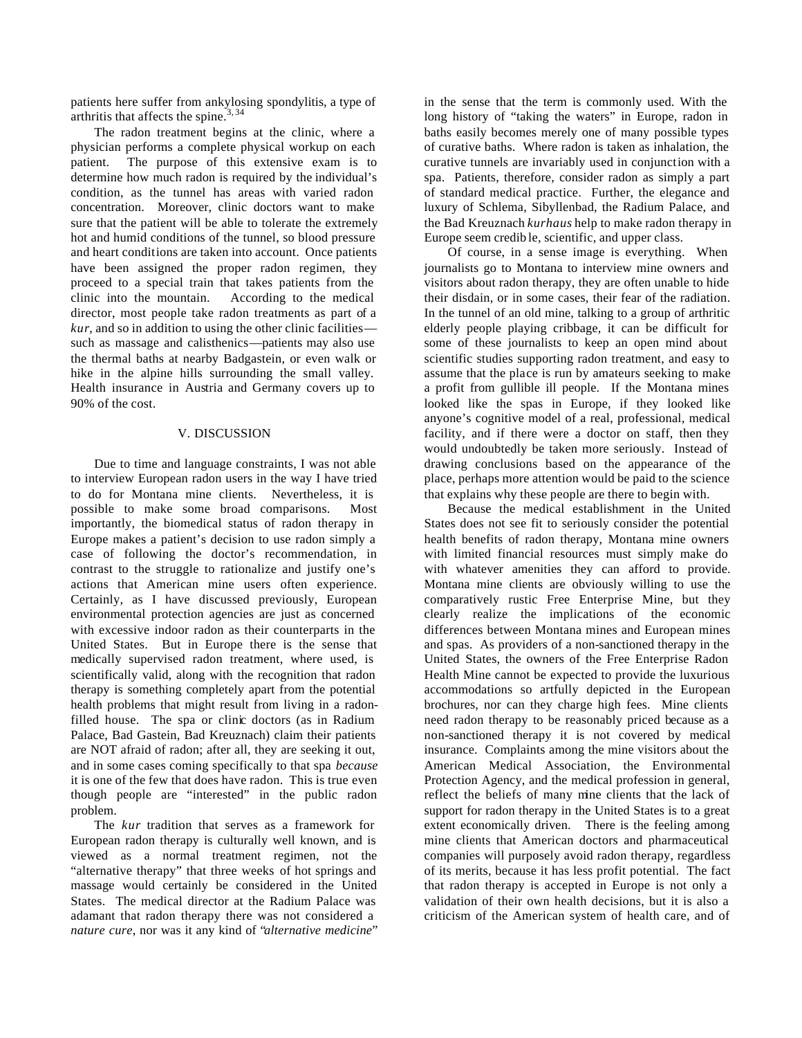patients here suffer from ankylosing spondylitis, a type of arthritis that affects the spine.[3,34]

The radon treatment begins at the clinic, where a physician performs a complete physical workup on each patient. The purpose of this extensive exam is to determine how much radon is required by the individual's condition, as the tunnel has areas with varied radon concentration. Moreover, clinic doctors want to make sure that the patient will be able to tolerate the extremely hot and humid conditions of the tunnel, so blood pressure and heart conditions are taken into account. Once patients have been assigned the proper radon regimen, they proceed to a special train that takes patients from the clinic into the mountain. According to the medical director, most people take radon treatments as part of a *kur*, and so in addition to using the other clinic facilities—such as massage and calisthenics—patients may also use the thermal baths at nearby Badgastein, or even walk or hike in the alpine hills surrounding the small valley. Health insurance in Austria and Germany covers up to 90% of the cost.

## V. DISCUSSION

Due to time and language constraints, I was not able to interview European radon users in the way I have tried to do for Montana mine clients. Nevertheless, it is possible to make some broad comparisons. Most importantly, the biomedical status of radon therapy in Europe makes a patient's decision to use radon simply a case of following the doctor's recommendation, in contrast to the struggle to rationalize and justify one's actions that American mine users often experience. Certainly, as I have discussed previously, European environmental protection agencies are just as concerned with excessive indoor radon as their counterparts in the United States. But in Europe there is the sense that medically supervised radon treatment, where used, is scientifically valid, along with the recognition that radon therapy is something completely apart from the potential health problems that might result from living in a radon-filled house. The spa or clinic doctors (as in Radium Palace, Bad Gastein, Bad Kreuznach) claim their patients are NOT afraid of radon; after all, they are seeking it out, and in some cases coming specifically to that spa *because* it is one of the few that does have radon. This is true even though people are "interested" in the public radon problem.

The *kur* tradition that serves as a framework for European radon therapy is culturally well known, and is viewed as a normal treatment regimen, not the "alternative therapy" that three weeks of hot springs and massage would certainly be considered in the United States. The medical director at the Radium Palace was adamant that radon therapy there was not considered a *nature cure*, nor was it any kind of "*alternative medicine*" in the sense that the term is commonly used. With the long history of "taking the waters" in Europe, radon in baths easily becomes merely one of many possible types of curative baths. Where radon is taken as inhalation, the curative tunnels are invariably used in conjunction with a spa. Patients, therefore, consider radon as simply a part of standard medical practice. Further, the elegance and luxury of Schlema, Sibyllenbad, the Radium Palace, and the Bad Kreuznach *kurhaus* help to make radon therapy in Europe seem credible, scientific, and upper class.

Of course, in a sense image is everything. When journalists go to Montana to interview mine owners and visitors about radon therapy, they are often unable to hide their disdain, or in some cases, their fear of the radiation. In the tunnel of an old mine, talking to a group of arthritic elderly people playing cribbage, it can be difficult for some of these journalists to keep an open mind about scientific studies supporting radon treatment, and easy to assume that the place is run by amateurs seeking to make a profit from gullible ill people. If the Montana mines looked like the spas in Europe, if they looked like anyone's cognitive model of a real, professional, medical facility, and if there were a doctor on staff, then they would undoubtedly be taken more seriously. Instead of drawing conclusions based on the appearance of the place, perhaps more attention would be paid to the science that explains why these people are there to begin with.

Because the medical establishment in the United States does not see fit to seriously consider the potential health benefits of radon therapy, Montana mine owners with limited financial resources must simply make do with whatever amenities they can afford to provide. Montana mine clients are obviously willing to use the comparatively rustic Free Enterprise Mine, but they clearly realize the implications of the economic differences between Montana mines and European mines and spas. As providers of a non-sanctioned therapy in the United States, the owners of the Free Enterprise Radon Health Mine cannot be expected to provide the luxurious accommodations so artfully depicted in the European brochures, nor can they charge high fees. Mine clients need radon therapy to be reasonably priced because as a non-sanctioned therapy it is not covered by medical insurance. Complaints among the mine visitors about the American Medical Association, the Environmental Protection Agency, and the medical profession in general, reflect the beliefs of many mine clients that the lack of support for radon therapy in the United States is to a great extent economically driven. There is the feeling among mine clients that American doctors and pharmaceutical companies will purposely avoid radon therapy, regardless of its merits, because it has less profit potential. The fact that radon therapy is accepted in Europe is not only a validation of their own health decisions, but it is also a criticism of the American system of health care, and of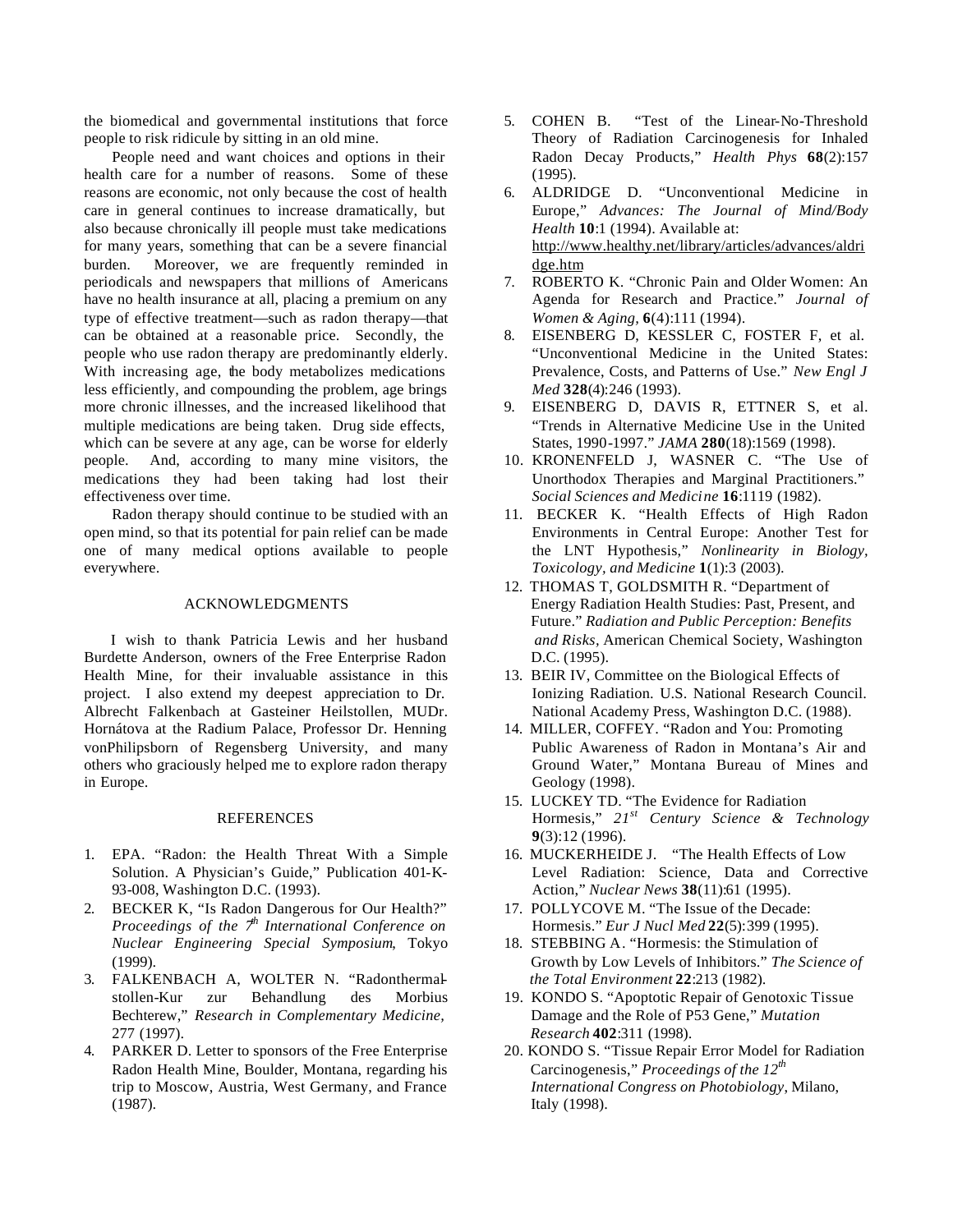the biomedical and governmental institutions that force people to risk ridicule by sitting in an old mine.

People need and want choices and options in their health care for a number of reasons. Some of these reasons are economic, not only because the cost of health care in general continues to increase dramatically, but also because chronically ill people must take medications for many years, something that can be a severe financial burden. Moreover, we are frequently reminded in periodicals and newspapers that millions of Americans have no health insurance at all, placing a premium on any type of effective treatment—such as radon therapy—that can be obtained at a reasonable price. Secondly, the people who use radon therapy are predominantly elderly. With increasing age, the body metabolizes medications less efficiently, and compounding the problem, age brings more chronic illnesses, and the increased likelihood that multiple medications are being taken. Drug side effects, which can be severe at any age, can be worse for elderly people. And, according to many mine visitors, the medications they had been taking had lost their effectiveness over time.

Radon therapy should continue to be studied with an open mind, so that its potential for pain relief can be made one of many medical options available to people everywhere.

## ACKNOWLEDGMENTS

I wish to thank Patricia Lewis and her husband Burdette Anderson, owners of the Free Enterprise Radon Health Mine, for their invaluable assistance in this project. I also extend my deepest appreciation to Dr. Albrecht Falkenbach at Gasteiner Heilstollen, MUDr. Hornátova at the Radium Palace, Professor Dr. Henning vonPhilipsborn of Regensberg University, and many others who graciously helped me to explore radon therapy in Europe.

## REFERENCES

1. EPA. "Radon: the Health Threat With a Simple Solution. A Physician's Guide," Publication 401-K-93-008, Washington D.C. (1993).
2. BECKER K, "Is Radon Dangerous for Our Health?" *Proceedings of the 7th International Conference on Nuclear Engineering Special Symposium*, Tokyo (1999).
3. FALKENBACH A, WOLTER N. "Radonthermal-stollen-Kur zur Behandlung des Morbius Bechterew," *Research in Complementary Medicine*, 277 (1997).
4. PARKER D. Letter to sponsors of the Free Enterprise Radon Health Mine, Boulder, Montana, regarding his trip to Moscow, Austria, West Germany, and France (1987).
5. COHEN B. "Test of the Linear-No-Threshold Theory of Radiation Carcinogenesis for Inhaled Radon Decay Products," *Health Phys* **68**(2):157 (1995).
6. ALDRIDGE D. "Unconventional Medicine in Europe," *Advances: The Journal of Mind/Body Health* **10**:1 (1994). Available at: http://www.healthy.net/library/articles/advances/aldridge.htm
7. ROBERTO K. "Chronic Pain and Older Women: An Agenda for Research and Practice." *Journal of Women & Aging*, **6**(4):111 (1994).
8. EISENBERG D, KESSLER C, FOSTER F, et al. "Unconventional Medicine in the United States: Prevalence, Costs, and Patterns of Use." *New Engl J Med* **328**(4):246 (1993).
9. EISENBERG D, DAVIS R, ETTNER S, et al. "Trends in Alternative Medicine Use in the United States, 1990-1997." *JAMA* **280**(18):1569 (1998).
10. KRONENFELD J, WASNER C. "The Use of Unorthodox Therapies and Marginal Practitioners." *Social Sciences and Medicine* **16**:1119 (1982).
11. BECKER K. "Health Effects of High Radon Environments in Central Europe: Another Test for the LNT Hypothesis," *Nonlinearity in Biology, Toxicology, and Medicine* **1**(1):3 (2003).
12. THOMAS T, GOLDSMITH R. "Department of Energy Radiation Health Studies: Past, Present, and Future." *Radiation and Public Perception: Benefits and Risks*, American Chemical Society, Washington D.C. (1995).
13. BEIR IV, Committee on the Biological Effects of Ionizing Radiation. U.S. National Research Council. National Academy Press, Washington D.C. (1988).
14. MILLER, COFFEY. "Radon and You: Promoting Public Awareness of Radon in Montana's Air and Ground Water," Montana Bureau of Mines and Geology (1998).
15. LUCKEY TD. "The Evidence for Radiation Hormesis," *21st Century Science & Technology* **9**(3):12 (1996).
16. MUCKERHEIDE J. "The Health Effects of Low Level Radiation: Science, Data and Corrective Action," *Nuclear News* **38**(11):61 (1995).
17. POLLYCOVE M. "The Issue of the Decade: Hormesis." *Eur J Nucl Med* **22**(5):399 (1995).
18. STEBBING A. "Hormesis: the Stimulation of Growth by Low Levels of Inhibitors." *The Science of the Total Environment* **22**:213 (1982).
19. KONDO S. "Apoptotic Repair of Genotoxic Tissue Damage and the Role of P53 Gene," *Mutation Research* **402**:311 (1998).
20. KONDO S. "Tissue Repair Error Model for Radiation Carcinogenesis," *Proceedings of the 12th International Congress on Photobiology*, Milano, Italy (1998).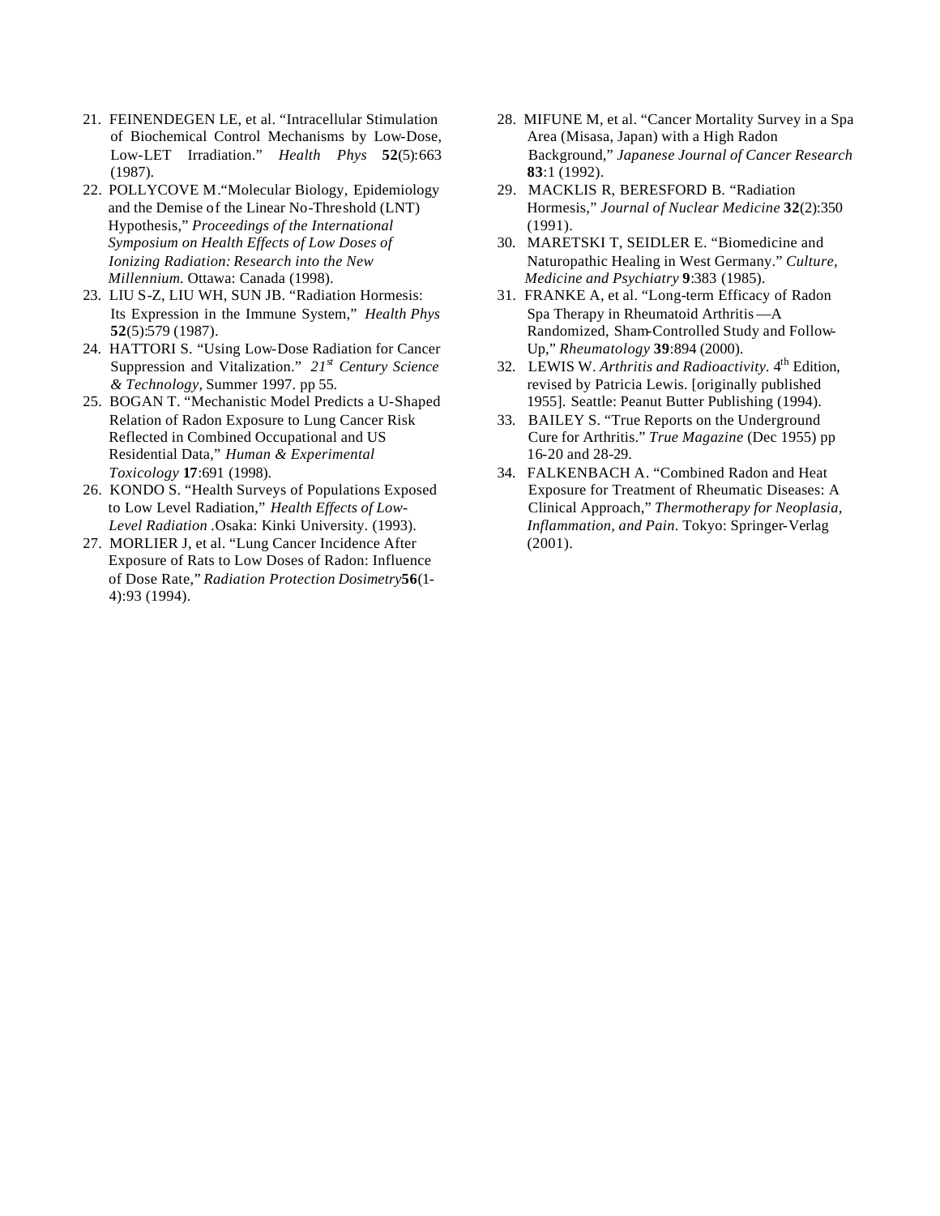21. FEINENDEGEN LE, et al. “Intracellular Stimulation of Biochemical Control Mechanisms by Low-Dose, Low-LET Irradiation.” *Health Phys* **52**(5):663 (1987).
22. POLLYCOVE M.“Molecular Biology, Epidemiology and the Demise of the Linear No-Threshold (LNT) Hypothesis,” *Proceedings of the International Symposium on Health Effects of Low Doses of Ionizing Radiation: Research into the New Millennium.* Ottawa: Canada (1998).
23. LIU S-Z, LIU WH, SUN JB. “Radiation Hormesis: Its Expression in the Immune System,” *Health Phys* **52**(5):579 (1987).
24. HATTORI S. “Using Low-Dose Radiation for Cancer Suppression and Vitalization.” *21st Century Science & Technology*, Summer 1997. pp 55.
25. BOGAN T. “Mechanistic Model Predicts a U-Shaped Relation of Radon Exposure to Lung Cancer Risk Reflected in Combined Occupational and US Residential Data,” *Human & Experimental Toxicology* **17**:691 (1998).
26. KONDO S. “Health Surveys of Populations Exposed to Low Level Radiation,” *Health Effects of Low-Level Radiation* .Osaka: Kinki University. (1993).
27. MORLIER J, et al. “Lung Cancer Incidence After Exposure of Rats to Low Doses of Radon: Influence of Dose Rate,” *Radiation Protection Dosimetry* **56**(1-4):93 (1994).
28. MIFUNE M, et al. “Cancer Mortality Survey in a Spa Area (Misasa, Japan) with a High Radon Background,” *Japanese Journal of Cancer Research* **83**:1 (1992).
29. MACKLIS R, BERESFORD B. “Radiation Hormesis,” *Journal of Nuclear Medicine* **32**(2):350 (1991).
30. MARETSKI T, SEIDLER E. “Biomedicine and Naturopathic Healing in West Germany.” *Culture, Medicine and Psychiatry* **9**:383 (1985).
31. FRANKE A, et al. “Long-term Efficacy of Radon Spa Therapy in Rheumatoid Arthritis —A Randomized, Sham-Controlled Study and Follow-Up,” *Rheumatology* **39**:894 (2000).
32. LEWIS W. *Arthritis and Radioactivity*. 4th Edition, revised by Patricia Lewis. [originally published 1955]. Seattle: Peanut Butter Publishing (1994).
33. BAILEY S. “True Reports on the Underground Cure for Arthritis.” *True Magazine* (Dec 1955) pp 16-20 and 28-29.
34. FALKENBACH A. “Combined Radon and Heat Exposure for Treatment of Rheumatic Diseases: A Clinical Approach,” *Thermotherapy for Neoplasia, Inflammation, and Pain*. Tokyo: Springer-Verlag (2001).